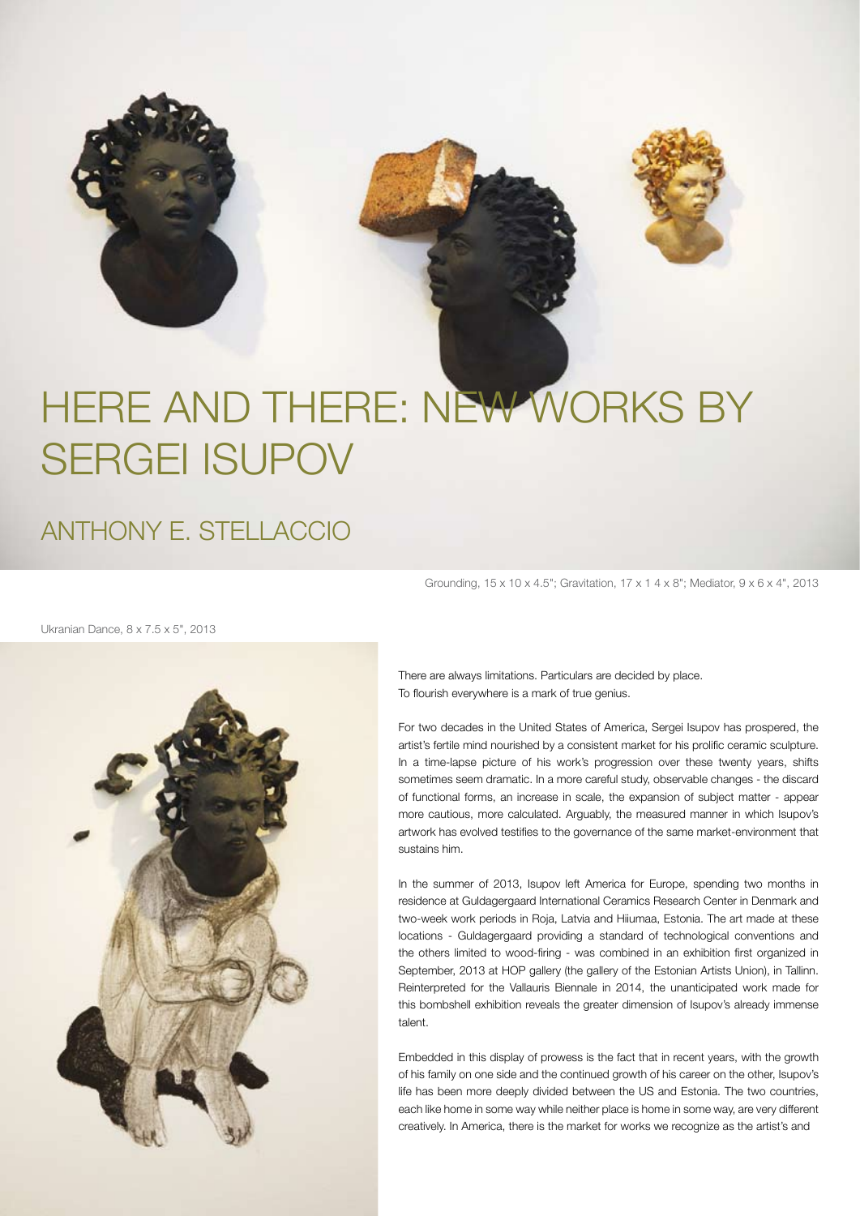# HERE AND THERE: NEW WORKS BY SERGEI ISUPOV

## ANTHONY E. STELLACCIO

Grounding, 15 x 10 x 4.5"; Gravitation, 17 x 1 4 x 8"; Mediator, 9 x 6 x 4", 2013

Ukranian Dance, 8 x 7.5 x 5", 2013

There are always limitations. Particulars are decided by place.
To flourish everywhere is a mark of true genius.

For two decades in the United States of America, Sergei Isupov has prospered, the artist's fertile mind nourished by a consistent market for his prolific ceramic sculpture. In a time-lapse picture of his work's progression over these twenty years, shifts sometimes seem dramatic. In a more careful study, observable changes - the discard of functional forms, an increase in scale, the expansion of subject matter - appear more cautious, more calculated. Arguably, the measured manner in which Isupov's artwork has evolved testifies to the governance of the same market-environment that sustains him.

In the summer of 2013, Isupov left America for Europe, spending two months in residence at Guldagergaard International Ceramics Research Center in Denmark and two-week work periods in Roja, Latvia and Hiiumaa, Estonia. The art made at these locations - Guldagergaard providing a standard of technological conventions and the others limited to wood-firing - was combined in an exhibition first organized in September, 2013 at HOP gallery (the gallery of the Estonian Artists Union), in Tallinn. Reinterpreted for the Vallauris Biennale in 2014, the unanticipated work made for this bombshell exhibition reveals the greater dimension of Isupov's already immense talent.

Embedded in this display of prowess is the fact that in recent years, with the growth of his family on one side and the continued growth of his career on the other, Isupov's life has been more deeply divided between the US and Estonia. The two countries, each like home in some way while neither place is home in some way, are very different creatively. In America, there is the market for works we recognize as the artist's and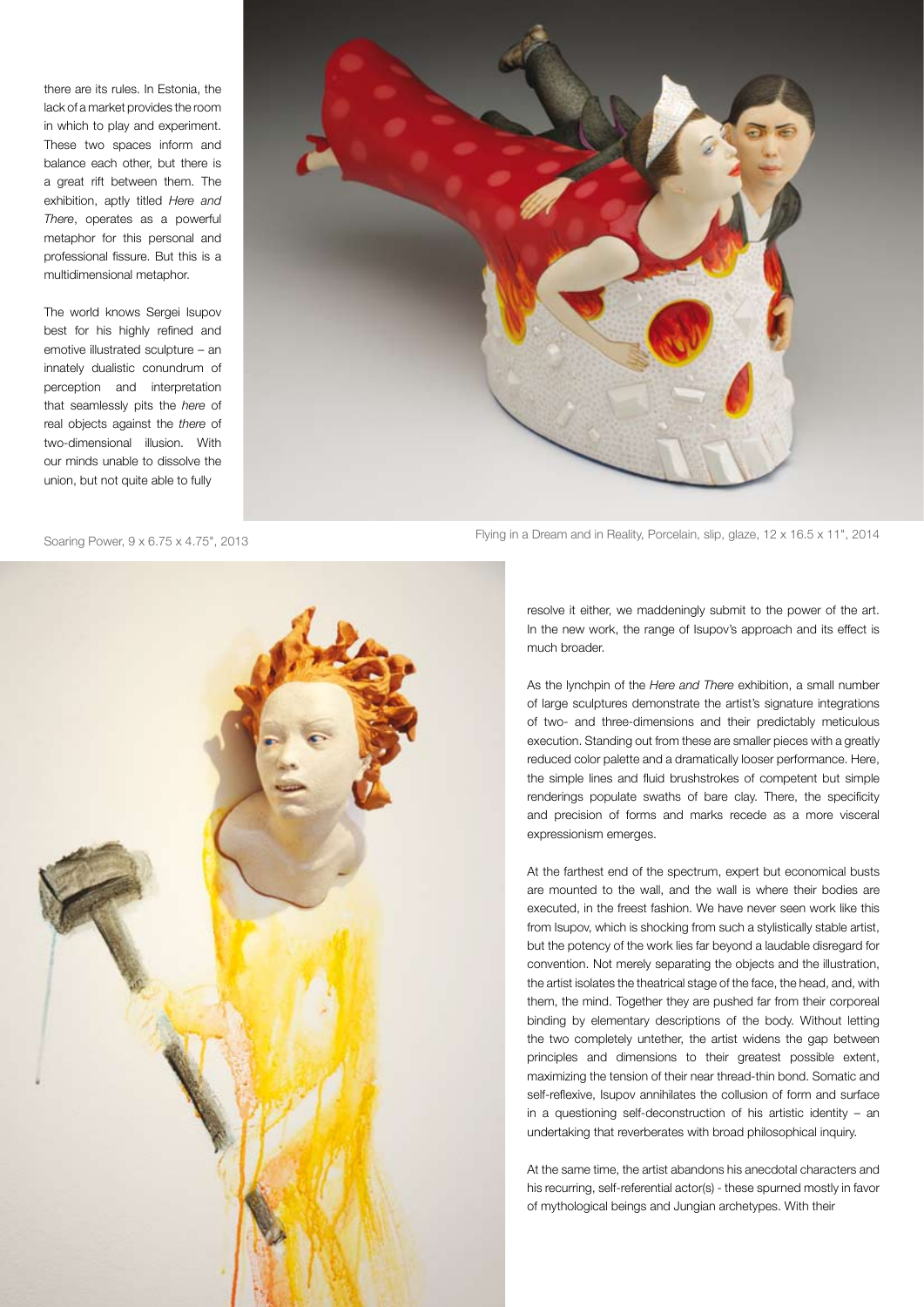there are its rules. In Estonia, the lack of a market provides the room in which to play and experiment. These two spaces inform and balance each other, but there is a great rift between them. The exhibition, aptly titled *Here and There*, operates as a powerful metaphor for this personal and professional fissure. But this is a multidimensional metaphor.

The world knows Sergei Isupov best for his highly refined and emotive illustrated sculpture – an innately dualistic conundrum of perception and interpretation that seamlessly pits the *here* of real objects against the *there* of two-dimensional illusion. With our minds unable to dissolve the union, but not quite able to fully resolve it either, we maddeningly submit to the power of the art. In the new work, the range of Isupov's approach and its effect is much broader.

Flying in a Dream and in Reality, Porcelain, slip, glaze, 12 x 16.5 x 11", 2014

Soaring Power, 9 x 6.75 x 4.75", 2013

As the lynchpin of the *Here and There* exhibition, a small number of large sculptures demonstrate the artist's signature integrations of two- and three-dimensions and their predictably meticulous execution. Standing out from these are smaller pieces with a greatly reduced color palette and a dramatically looser performance. Here, the simple lines and fluid brushstrokes of competent but simple renderings populate swaths of bare clay. There, the specificity and precision of forms and marks recede as a more visceral expressionism emerges.

At the farthest end of the spectrum, expert but economical busts are mounted to the wall, and the wall is where their bodies are executed, in the freest fashion. We have never seen work like this from Isupov, which is shocking from such a stylistically stable artist, but the potency of the work lies far beyond a laudable disregard for convention. Not merely separating the objects and the illustration, the artist isolates the theatrical stage of the face, the head, and, with them, the mind. Together they are pushed far from their corporeal binding by elementary descriptions of the body. Without letting the two completely untether, the artist widens the gap between principles and dimensions to their greatest possible extent, maximizing the tension of their near thread-thin bond. Somatic and self-reflexive, Isupov annihilates the collusion of form and surface in a questioning self-deconstruction of his artistic identity – an undertaking that reverberates with broad philosophical inquiry.

At the same time, the artist abandons his anecdotal characters and his recurring, self-referential actor(s) - these spurned mostly in favor of mythological beings and Jungian archetypes. With their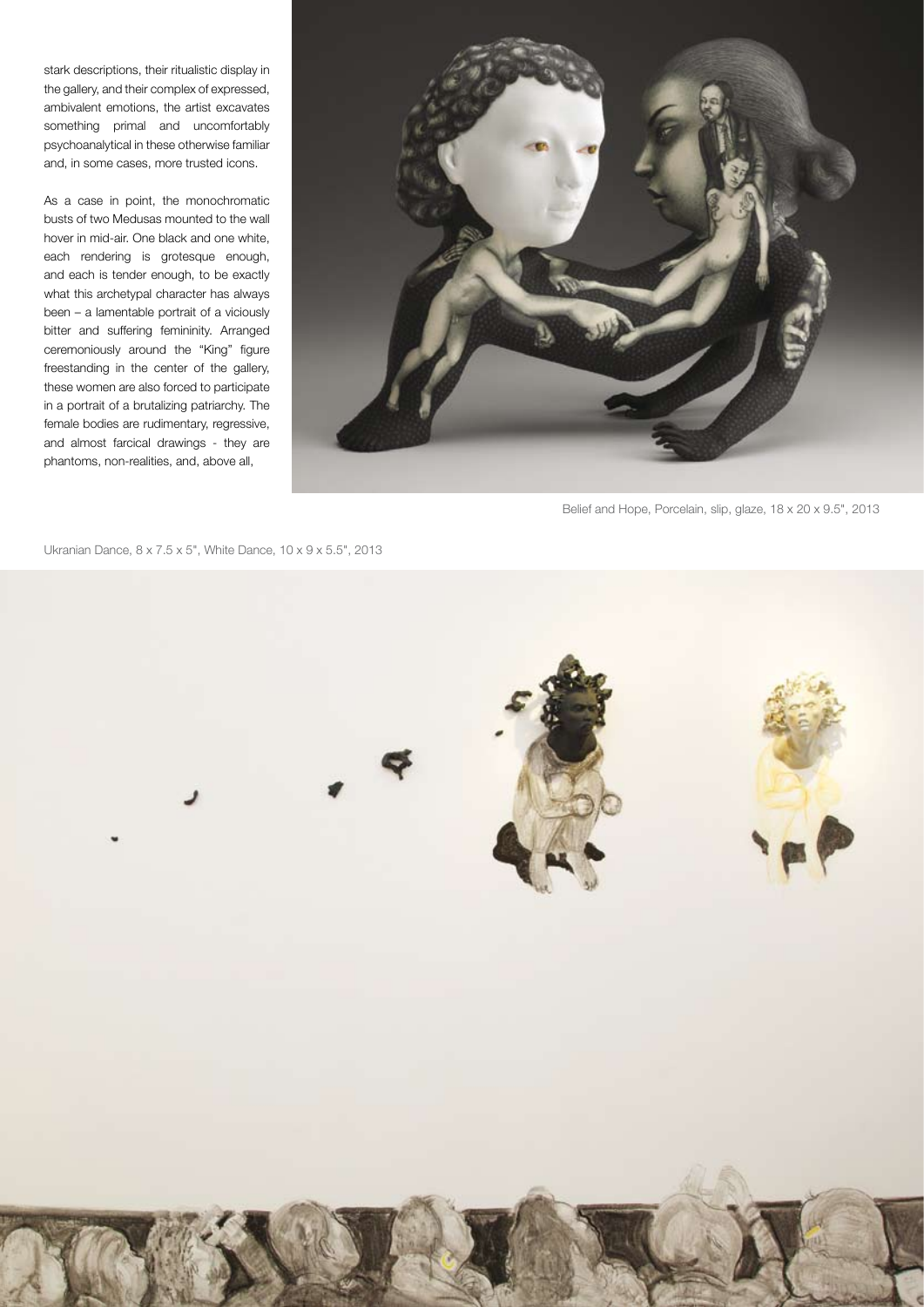stark descriptions, their ritualistic display in the gallery, and their complex of expressed, ambivalent emotions, the artist excavates something primal and uncomfortably psychoanalytical in these otherwise familiar and, in some cases, more trusted icons.

As a case in point, the monochromatic busts of two Medusas mounted to the wall hover in mid-air. One black and one white, each rendering is grotesque enough, and each is tender enough, to be exactly what this archetypal character has always been – a lamentable portrait of a viciously bitter and suffering femininity. Arranged ceremoniously around the "King" figure freestanding in the center of the gallery, these women are also forced to participate in a portrait of a brutalizing patriarchy. The female bodies are rudimentary, regressive, and almost farcical drawings - they are phantoms, non-realities, and, above all,

Belief and Hope, Porcelain, slip, glaze, 18 x 20 x 9.5", 2013

Ukranian Dance, 8 x 7.5 x 5", White Dance, 10 x 9 x 5.5", 2013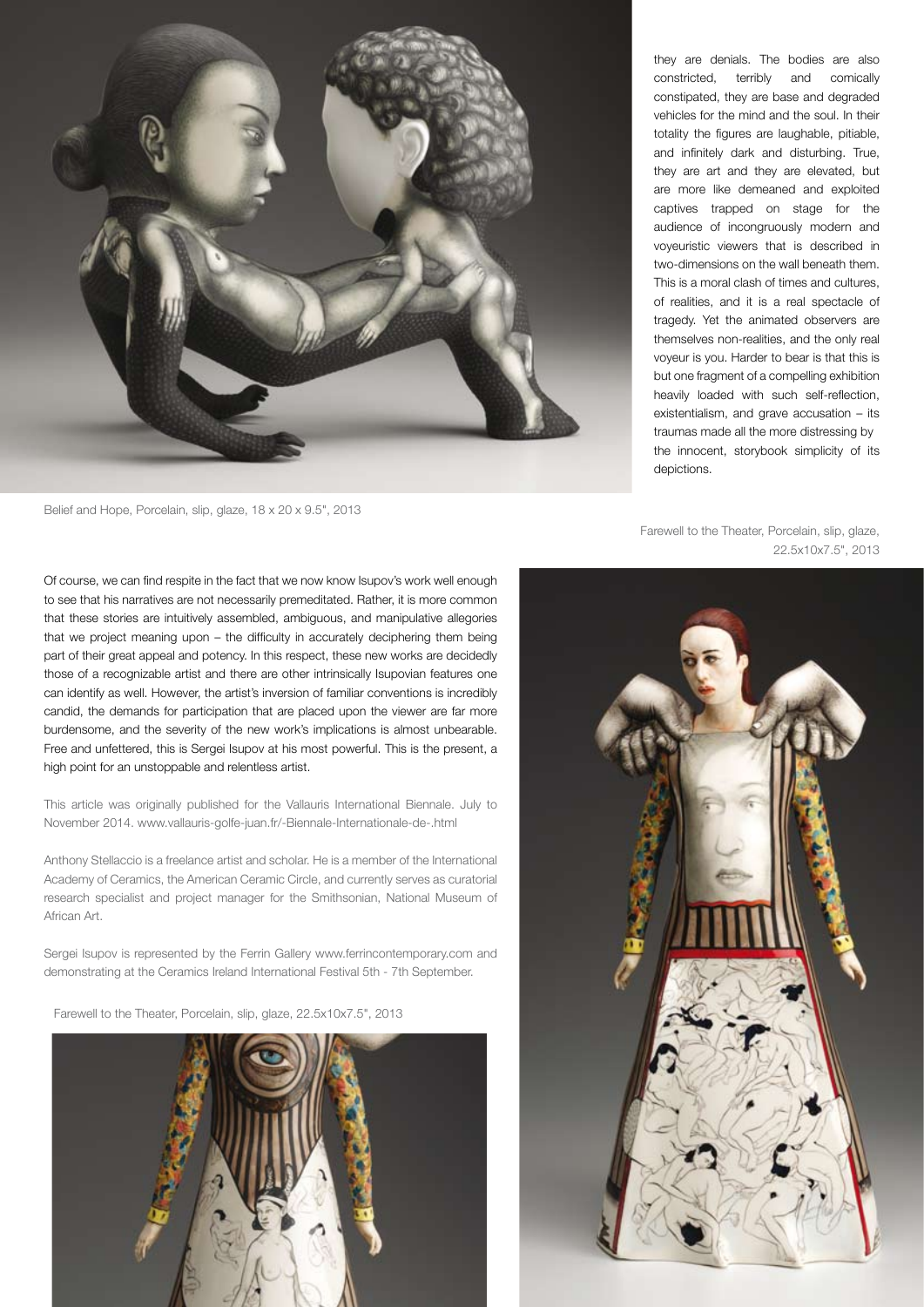they are denials. The bodies are also constricted, terribly and comically constipated, they are base and degraded vehicles for the mind and the soul. In their totality the figures are laughable, pitiable, and infinitely dark and disturbing. True, they are art and they are elevated, but are more like demeaned and exploited captives trapped on stage for the audience of incongruously modern and voyeuristic viewers that is described in two-dimensions on the wall beneath them. This is a moral clash of times and cultures, of realities, and it is a real spectacle of tragedy. Yet the animated observers are themselves non-realities, and the only real voyeur is you. Harder to bear is that this is but one fragment of a compelling exhibition heavily loaded with such self-reflection, existentialism, and grave accusation – its traumas made all the more distressing by the innocent, storybook simplicity of its depictions.

Belief and Hope, Porcelain, slip, glaze, 18 x 20 x 9.5", 2013

Farewell to the Theater, Porcelain, slip, glaze, 22.5x10x7.5", 2013

Of course, we can find respite in the fact that we now know Isupov's work well enough to see that his narratives are not necessarily premeditated. Rather, it is more common that these stories are intuitively assembled, ambiguous, and manipulative allegories that we project meaning upon – the difficulty in accurately deciphering them being part of their great appeal and potency. In this respect, these new works are decidedly those of a recognizable artist and there are other intrinsically Isupovian features one can identify as well. However, the artist's inversion of familiar conventions is incredibly candid, the demands for participation that are placed upon the viewer are far more burdensome, and the severity of the new work's implications is almost unbearable. Free and unfettered, this is Sergei Isupov at his most powerful. This is the present, a high point for an unstoppable and relentless artist.

This article was originally published for the Vallauris International Biennale. July to November 2014. www.vallauris-golfe-juan.fr/-Biennale-Internationale-de-.html

Anthony Stellaccio is a freelance artist and scholar. He is a member of the International Academy of Ceramics, the American Ceramic Circle, and currently serves as curatorial research specialist and project manager for the Smithsonian, National Museum of African Art.

Sergei Isupov is represented by the Ferrin Gallery www.ferrincontemporary.com and demonstrating at the Ceramics Ireland International Festival 5th - 7th September.

Farewell to the Theater, Porcelain, slip, glaze, 22.5x10x7.5", 2013